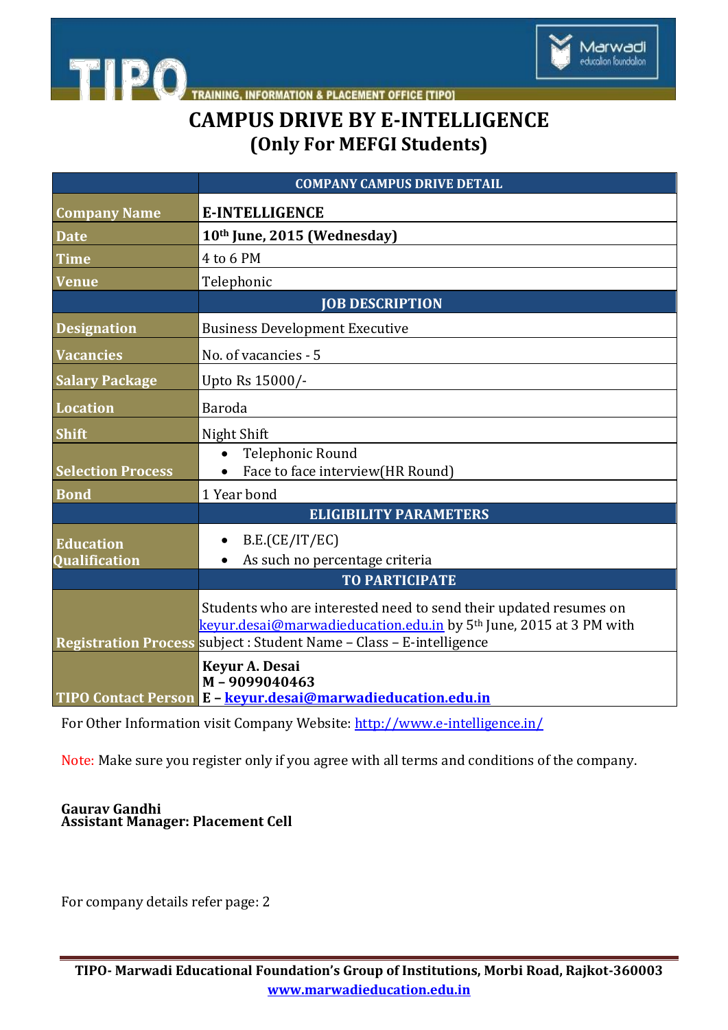# CAMPUS DRIVE BY E-INTELLIGENCE
## (Only For MEFGI Students)

| | COMPANY CAMPUS DRIVE DETAIL |
|---|---|
| **Company Name** | **E-INTELLIGENCE** |
| **Date** | **10th June, 2015 (Wednesday)** |
| **Time** | 4 to 6 PM |
| **Venue** | Telephonic |
| | **JOB DESCRIPTION** |
| **Designation** | Business Development Executive |
| **Vacancies** | No. of vacancies - 5 |
| **Salary Package** | Upto Rs 15000/- |
| **Location** | Baroda |
| **Shift** | Night Shift |
| **Selection Process** | • Telephonic Round<br>• Face to face interview(HR Round) |
| **Bond** | 1 Year bond |
| | **ELIGIBILITY PARAMETERS** |
| **Education Qualification** | • B.E.(CE/IT/EC)<br>• As such no percentage criteria |
| | **TO PARTICIPATE** |
| **Registration Process** | Students who are interested need to send their updated resumes on keyur.desai@marwadieducation.edu.in by 5th June, 2015 at 3 PM with subject : Student Name – Class – E-intelligence |
| **TIPO Contact Person** | **Keyur A. Desai**<br>**M – 9099040463**<br>**E – keyur.desai@marwadieducation.edu.in** |

For Other Information visit Company Website: http://www.e-intelligence.in/

Note: Make sure you register only if you agree with all terms and conditions of the company.

**Gaurav Gandhi**
**Assistant Manager: Placement Cell**

For company details refer page: 2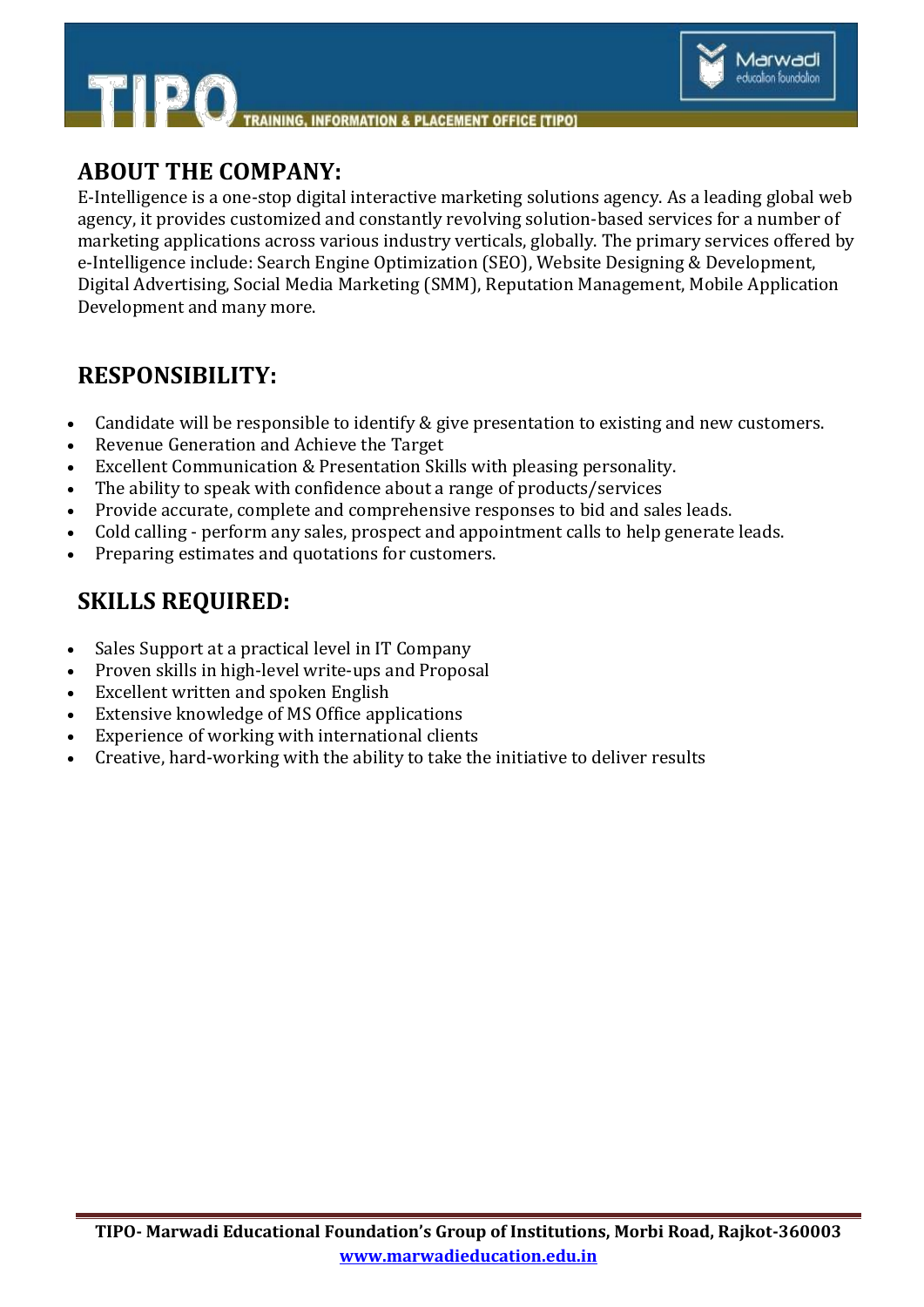## ABOUT THE COMPANY:

E-Intelligence is a one-stop digital interactive marketing solutions agency. As a leading global web agency, it provides customized and constantly revolving solution-based services for a number of marketing applications across various industry verticals, globally. The primary services offered by e-Intelligence include: Search Engine Optimization (SEO), Website Designing & Development, Digital Advertising, Social Media Marketing (SMM), Reputation Management, Mobile Application Development and many more.

## RESPONSIBILITY:

- Candidate will be responsible to identify & give presentation to existing and new customers.
- Revenue Generation and Achieve the Target
- Excellent Communication & Presentation Skills with pleasing personality.
- The ability to speak with confidence about a range of products/services
- Provide accurate, complete and comprehensive responses to bid and sales leads.
- Cold calling - perform any sales, prospect and appointment calls to help generate leads.
- Preparing estimates and quotations for customers.

## SKILLS REQUIRED:

- Sales Support at a practical level in IT Company
- Proven skills in high-level write-ups and Proposal
- Excellent written and spoken English
- Extensive knowledge of MS Office applications
- Experience of working with international clients
- Creative, hard-working with the ability to take the initiative to deliver results